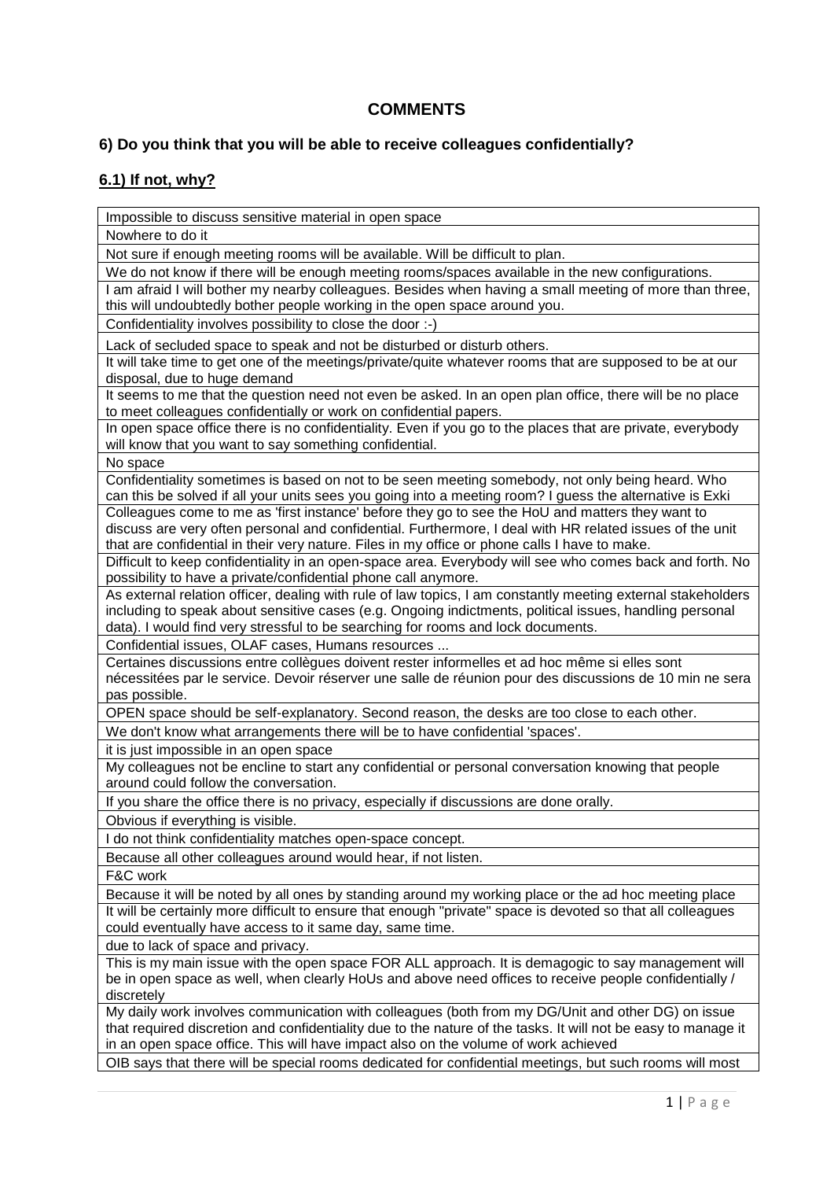## COMMENTS

### 6) Do you think that you will be able to receive colleagues confidentially?

### 6.1) If not, why?

| |
|---|
| Impossible to discuss sensitive material in open space |
| Nowhere to do it |
| Not sure if enough meeting rooms will be available. Will be difficult to plan. |
| We do not know if there will be enough meeting rooms/spaces available in the new configurations. |
| I am afraid I will bother my nearby colleagues. Besides when having a small meeting of more than three, this will undoubtedly bother people working in the open space around you. |
| Confidentiality involves possibility to close the door :-) |
| Lack of secluded space to speak and not be disturbed or disturb others. |
| It will take time to get one of the meetings/private/quite whatever rooms that are supposed to be at our disposal, due to huge demand |
| It seems to me that the question need not even be asked. In an open plan office, there will be no place to meet colleagues confidentially or work on confidential papers. |
| In open space office there is no confidentiality. Even if you go to the places that are private, everybody will know that you want to say something confidential. |
| No space |
| Confidentiality sometimes is based on not to be seen meeting somebody, not only being heard. Who can this be solved if all your units sees you going into a meeting room? I guess the alternative is Exki |
| Colleagues come to me as 'first instance' before they go to see the HoU and matters they want to discuss are very often personal and confidential. Furthermore, I deal with HR related issues of the unit that are confidential in their very nature. Files in my office or phone calls I have to make. |
| Difficult to keep confidentiality in an open-space area. Everybody will see who comes back and forth. No possibility to have a private/confidential phone call anymore. |
| As external relation officer, dealing with rule of law topics, I am constantly meeting external stakeholders including to speak about sensitive cases (e.g. Ongoing indictments, political issues, handling personal data). I would find very stressful to be searching for rooms and lock documents. |
| Confidential issues, OLAF cases, Humans resources ... |
| Certaines discussions entre collègues doivent rester informelles et ad hoc même si elles sont nécessitées par le service. Devoir réserver une salle de réunion pour des discussions de 10 min ne sera pas possible. |
| OPEN space should be self-explanatory. Second reason, the desks are too close to each other. |
| We don't know what arrangements there will be to have confidential 'spaces'. |
| it is just impossible in an open space |
| My colleagues not be encline to start any confidential or personal conversation knowing that people around could follow the conversation. |
| If you share the office there is no privacy, especially if discussions are done orally. |
| Obvious if everything is visible. |
| I do not think confidentiality matches open-space concept. |
| Because all other colleagues around would hear, if not listen. |
| F&C work |
| Because it will be noted by all ones by standing around my working place or the ad hoc meeting place |
| It will be certainly more difficult to ensure that enough "private" space is devoted so that all colleagues could eventually have access to it same day, same time. |
| due to lack of space and privacy. |
| This is my main issue with the open space FOR ALL approach. It is demagogic to say management will be in open space as well, when clearly HoUs and above need offices to receive people confidentially / discretely |
| My daily work involves communication with colleagues (both from my DG/Unit and other DG) on issue that required discretion and confidentiality due to the nature of the tasks. It will not be easy to manage it in an open space office. This will have impact also on the volume of work achieved |
| OIB says that there will be special rooms dedicated for confidential meetings, but such rooms will most |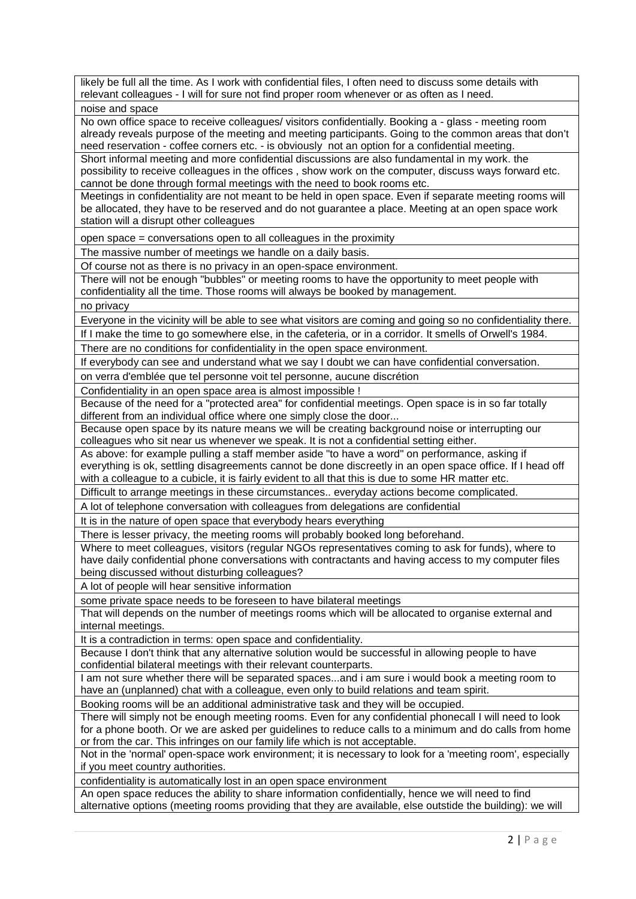| |
|---|
| likely be full all the time. As I work with confidential files, I often need to discuss some details with relevant colleagues - I will for sure not find proper room whenever or as often as I need. |
| noise and space |
| No own office space to receive colleagues/ visitors confidentially. Booking a - glass - meeting room already reveals purpose of the meeting and meeting participants. Going to the common areas that don't need reservation - coffee corners etc. - is obviously not an option for a confidential meeting. |
| Short informal meeting and more confidential discussions are also fundamental in my work. the possibility to receive colleagues in the offices , show work on the computer, discuss ways forward etc. cannot be done through formal meetings with the need to book rooms etc. |
| Meetings in confidentiality are not meant to be held in open space. Even if separate meeting rooms will be allocated, they have to be reserved and do not guarantee a place. Meeting at an open space work station will a disrupt other colleagues |
| open space = conversations open to all colleagues in the proximity |
| The massive number of meetings we handle on a daily basis. |
| Of course not as there is no privacy in an open-space environment. |
| There will not be enough "bubbles" or meeting rooms to have the opportunity to meet people with confidentiality all the time. Those rooms will always be booked by management. |
| no privacy |
| Everyone in the vicinity will be able to see what visitors are coming and going so no confidentiality there. |
| If I make the time to go somewhere else, in the cafeteria, or in a corridor. It smells of Orwell's 1984. |
| There are no conditions for confidentiality in the open space environment. |
| If everybody can see and understand what we say I doubt we can have confidential conversation. |
| on verra d'emblée que tel personne voit tel personne, aucune discrétion |
| Confidentiality in an open space area is almost impossible ! |
| Because of the need for a "protected area" for confidential meetings. Open space is in so far totally different from an individual office where one simply close the door... |
| Because open space by its nature means we will be creating background noise or interrupting our colleagues who sit near us whenever we speak. It is not a confidential setting either. |
| As above: for example pulling a staff member aside "to have a word" on performance, asking if everything is ok, settling disagreements cannot be done discreetly in an open space office. If I head off with a colleague to a cubicle, it is fairly evident to all that this is due to some HR matter etc. |
| Difficult to arrange meetings in these circumstances.. everyday actions become complicated. |
| A lot of telephone conversation with colleagues from delegations are confidential |
| It is in the nature of open space that everybody hears everything |
| There is lesser privacy, the meeting rooms will probably booked long beforehand. |
| Where to meet colleagues, visitors (regular NGOs representatives coming to ask for funds), where to have daily confidential phone conversations with contractants and having access to my computer files being discussed without disturbing colleagues? |
| A lot of people will hear sensitive information |
| some private space needs to be foreseen to have bilateral meetings |
| That will depends on the number of meetings rooms which will be allocated to organise external and internal meetings. |
| It is a contradiction in terms: open space and confidentiality. |
| Because I don't think that any alternative solution would be successful in allowing people to have confidential bilateral meetings with their relevant counterparts. |
| I am not sure whether there will be separated spaces...and i am sure i would book a meeting room to have an (unplanned) chat with a colleague, even only to build relations and team spirit. |
| Booking rooms will be an additional administrative task and they will be occupied. |
| There will simply not be enough meeting rooms. Even for any confidential phonecall I will need to look for a phone booth. Or we are asked per guidelines to reduce calls to a minimum and do calls from home or from the car. This infringes on our family life which is not acceptable. |
| Not in the 'normal' open-space work environment; it is necessary to look for a 'meeting room', especially if you meet country authorities. |
| confidentiality is automatically lost in an open space environment |
| An open space reduces the ability to share information confidentially, hence we will need to find alternative options (meeting rooms providing that they are available, else outstide the building): we will |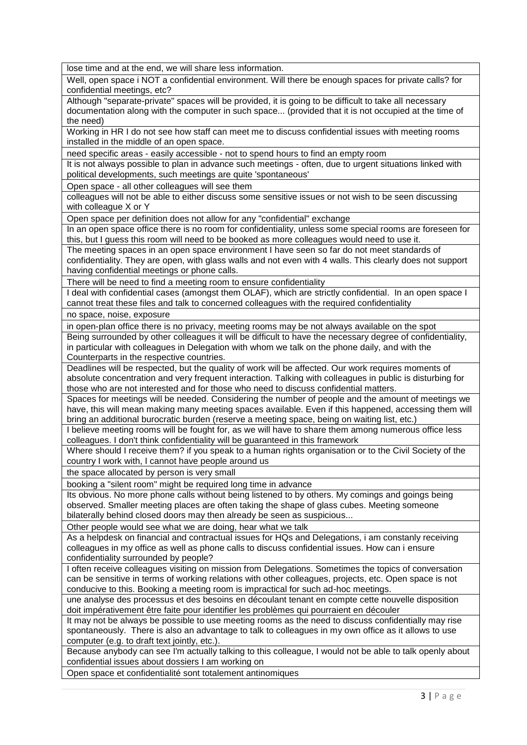| |
|---|
| lose time and at the end, we will share less information. |
| Well, open space i NOT a confidential environment. Will there be enough spaces for private calls? for confidential meetings, etc? |
| Although "separate-private" spaces will be provided, it is going to be difficult to take all necessary documentation along with the computer in such space... (provided that it is not occupied at the time of the need) |
| Working in HR I do not see how staff can meet me to discuss confidential issues with meeting rooms installed in the middle of an open space. |
| need specific areas - easily accessible - not to spend hours to find an empty room |
| It is not always possible to plan in advance such meetings - often, due to urgent situations linked with political developments, such meetings are quite 'spontaneous' |
| Open space - all other colleagues will see them |
| colleagues will not be able to either discuss some sensitive issues or not wish to be seen discussing with colleague X or Y |
| Open space per definition does not allow for any "confidential" exchange |
| In an open space office there is no room for confidentiality, unless some special rooms are foreseen for this, but I guess this room will need to be booked as more colleagues would need to use it. |
| The meeting spaces in an open space environment I have seen so far do not meet standards of confidentiality. They are open, with glass walls and not even with 4 walls. This clearly does not support having confidential meetings or phone calls. |
| There will be need to find a meeting room to ensure confidentiality |
| I deal with confidential cases (amongst them OLAF), which are strictly confidential. In an open space I cannot treat these files and talk to concerned colleagues with the required confidentiality |
| no space, noise, exposure |
| in open-plan office there is no privacy, meeting rooms may be not always available on the spot |
| Being surrounded by other colleagues it will be difficult to have the necessary degree of confidentiality, in particular with colleagues in Delegation with whom we talk on the phone daily, and with the Counterparts in the respective countries. |
| Deadlines will be respected, but the quality of work will be affected. Our work requires moments of absolute concentration and very frequent interaction. Talking with colleagues in public is disturbing for those who are not interested and for those who need to discuss confidential matters. |
| Spaces for meetings will be needed. Considering the number of people and the amount of meetings we have, this will mean making many meeting spaces available. Even if this happened, accessing them will bring an additional burocratic burden (reserve a meeting space, being on waiting list, etc.) |
| I believe meeting rooms will be fought for, as we will have to share them among numerous office less colleagues. I don't think confidentiality will be guaranteed in this framework |
| Where should I receive them? if you speak to a human rights organisation or to the Civil Society of the country I work with, I cannot have people around us |
| the space allocated by person is very small |
| booking a "silent room" might be required long time in advance |
| Its obvious. No more phone calls without being listened to by others. My comings and goings being observed. Smaller meeting places are often taking the shape of glass cubes. Meeting someone bilaterally behind closed doors may then already be seen as suspicious... |
| Other people would see what we are doing, hear what we talk |
| As a helpdesk on financial and contractual issues for HQs and Delegations, i am constanly receiving colleagues in my office as well as phone calls to discuss confidential issues. How can i ensure confidentiality surrounded by people? |
| I often receive colleagues visiting on mission from Delegations. Sometimes the topics of conversation can be sensitive in terms of working relations with other colleagues, projects, etc. Open space is not conducive to this. Booking a meeting room is impractical for such ad-hoc meetings. |
| une analyse des processus et des besoins en découlant tenant en compte cette nouvelle disposition doit impérativement être faite pour identifier les problèmes qui pourraient en découler |
| It may not be always be possible to use meeting rooms as the need to discuss confidentially may rise spontaneously. There is also an advantage to talk to colleagues in my own office as it allows to use computer (e.g. to draft text jointly, etc.). |
| Because anybody can see I'm actually talking to this colleague, I would not be able to talk openly about confidential issues about dossiers I am working on |
| Open space et confidentialité sont totalement antinomiques |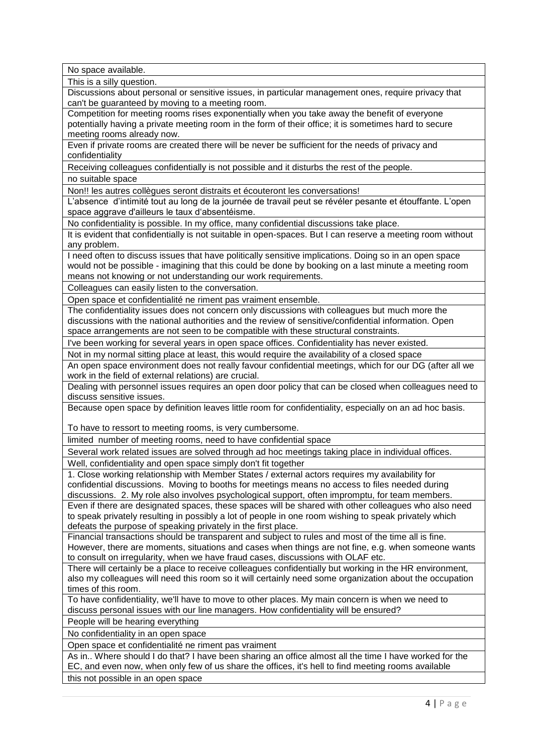| No space available. |
|---|
| This is a silly question. |
| Discussions about personal or sensitive issues, in particular management ones, require privacy that can't be guaranteed by moving to a meeting room. |
| Competition for meeting rooms rises exponentially when you take away the benefit of everyone potentially having a private meeting room in the form of their office; it is sometimes hard to secure meeting rooms already now. |
| Even if private rooms are created there will be never be sufficient for the needs of privacy and confidentiality |
| Receiving colleagues confidentially is not possible and it disturbs the rest of the people. |
| no suitable space |
| Non!! les autres collègues seront distraits et écouteront les conversations! |
| L'absence d'intimité tout au long de la journée de travail peut se révéler pesante et étouffante. L'open space aggrave d'ailleurs le taux d'absentéisme. |
| No confidentiality is possible. In my office, many confidential discussions take place. |
| It is evident that confidentially is not suitable in open-spaces. But I can reserve a meeting room without any problem. |
| I need often to discuss issues that have politically sensitive implications. Doing so in an open space would not be possible - imagining that this could be done by booking on a last minute a meeting room means not knowing or not understanding our work requirements. |
| Colleagues can easily listen to the conversation. |
| Open space et confidentialité ne riment pas vraiment ensemble. |
| The confidentiality issues does not concern only discussions with colleagues but much more the discussions with the national authorities and the review of sensitive/confidential information. Open space arrangements are not seen to be compatible with these structural constraints. |
| I've been working for several years in open space offices. Confidentiality has never existed. |
| Not in my normal sitting place at least, this would require the availability of a closed space |
| An open space environment does not really favour confidential meetings, which for our DG (after all we work in the field of external relations) are crucial. |
| Dealing with personnel issues requires an open door policy that can be closed when colleagues need to discuss sensitive issues. |
| Because open space by definition leaves little room for confidentiality, especially on an ad hoc basis.<br><br>To have to ressort to meeting rooms, is very cumbersome. |
| limited number of meeting rooms, need to have confidential space |
| Several work related issues are solved through ad hoc meetings taking place in individual offices. |
| Well, confidentiality and open space simply don't fit together |
| 1. Close working relationship with Member States / external actors requires my availability for confidential discussions. Moving to booths for meetings means no access to files needed during discussions. 2. My role also involves psychological support, often impromptu, for team members. |
| Even if there are designated spaces, these spaces will be shared with other colleagues who also need to speak privately resulting in possibly a lot of people in one room wishing to speak privately which defeats the purpose of speaking privately in the first place. |
| Financial transactions should be transparent and subject to rules and most of the time all is fine. However, there are moments, situations and cases when things are not fine, e.g. when someone wants to consult on irregularity, when we have fraud cases, discussions with OLAF etc. |
| There will certainly be a place to receive colleagues confidentially but working in the HR environment, also my colleagues will need this room so it will certainly need some organization about the occupation times of this room. |
| To have confidentiality, we'll have to move to other places. My main concern is when we need to discuss personal issues with our line managers. How confidentiality will be ensured? |
| People will be hearing everything |
| No confidentiality in an open space |
| Open space et confidentialité ne riment pas vraiment |
| As in.. Where should I do that? I have been sharing an office almost all the time I have worked for the EC, and even now, when only few of us share the offices, it's hell to find meeting rooms available |
| this not possible in an open space |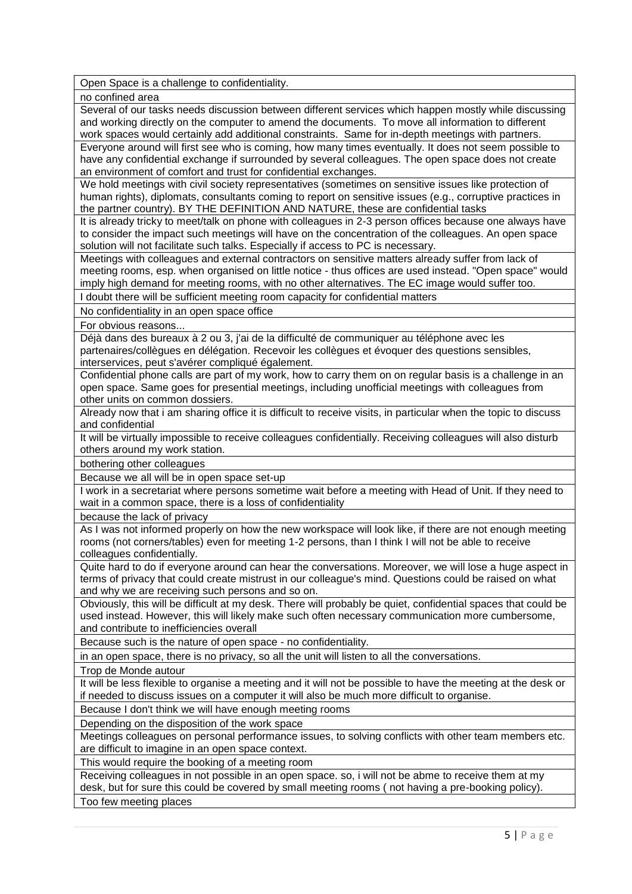| Open Space is a challenge to confidentiality. |
|---|
| no confined area |
| Several of our tasks needs discussion between different services which happen mostly while discussing and working directly on the computer to amend the documents. To move all information to different work spaces would certainly add additional constraints. Same for in-depth meetings with partners. |
| Everyone around will first see who is coming, how many times eventually. It does not seem possible to have any confidential exchange if surrounded by several colleagues. The open space does not create an environment of comfort and trust for confidential exchanges. |
| We hold meetings with civil society representatives (sometimes on sensitive issues like protection of human rights), diplomats, consultants coming to report on sensitive issues (e.g., corruptive practices in the partner country). BY THE DEFINITION AND NATURE, these are confidential tasks |
| It is already tricky to meet/talk on phone with colleagues in 2-3 person offices because one always have to consider the impact such meetings will have on the concentration of the colleagues. An open space solution will not facilitate such talks. Especially if access to PC is necessary. |
| Meetings with colleagues and external contractors on sensitive matters already suffer from lack of meeting rooms, esp. when organised on little notice - thus offices are used instead. "Open space" would imply high demand for meeting rooms, with no other alternatives. The EC image would suffer too. |
| I doubt there will be sufficient meeting room capacity for confidential matters |
| No confidentiality in an open space office |
| For obvious reasons... |
| Déjà dans des bureaux à 2 ou 3, j'ai de la difficulté de communiquer au téléphone avec les partenaires/collègues en délégation. Recevoir les collègues et évoquer des questions sensibles, interservices, peut s'avérer compliqué également. |
| Confidential phone calls are part of my work, how to carry them on on regular basis is a challenge in an open space. Same goes for presential meetings, including unofficial meetings with colleagues from other units on common dossiers. |
| Already now that i am sharing office it is difficult to receive visits, in particular when the topic to discuss and confidential |
| It will be virtually impossible to receive colleagues confidentially. Receiving colleagues will also disturb others around my work station. |
| bothering other colleagues |
| Because we all will be in open space set-up |
| I work in a secretariat where persons sometime wait before a meeting with Head of Unit. If they need to wait in a common space, there is a loss of confidentiality |
| because the lack of privacy |
| As I was not informed properly on how the new workspace will look like, if there are not enough meeting rooms (not corners/tables) even for meeting 1-2 persons, than I think I will not be able to receive colleagues confidentially. |
| Quite hard to do if everyone around can hear the conversations. Moreover, we will lose a huge aspect in terms of privacy that could create mistrust in our colleague's mind. Questions could be raised on what and why we are receiving such persons and so on. |
| Obviously, this will be difficult at my desk. There will probably be quiet, confidential spaces that could be used instead. However, this will likely make such often necessary communication more cumbersome, and contribute to inefficiencies overall |
| Because such is the nature of open space - no confidentiality. |
| in an open space, there is no privacy, so all the unit will listen to all the conversations. |
| Trop de Monde autour |
| It will be less flexible to organise a meeting and it will not be possible to have the meeting at the desk or if needed to discuss issues on a computer it will also be much more difficult to organise. |
| Because I don't think we will have enough meeting rooms |
| Depending on the disposition of the work space |
| Meetings colleagues on personal performance issues, to solving conflicts with other team members etc. are difficult to imagine in an open space context. |
| This would require the booking of a meeting room |
| Receiving colleagues in not possible in an open space. so, i will not be abme to receive them at my desk, but for sure this could be covered by small meeting rooms ( not having a pre-booking policy). |
| Too few meeting places |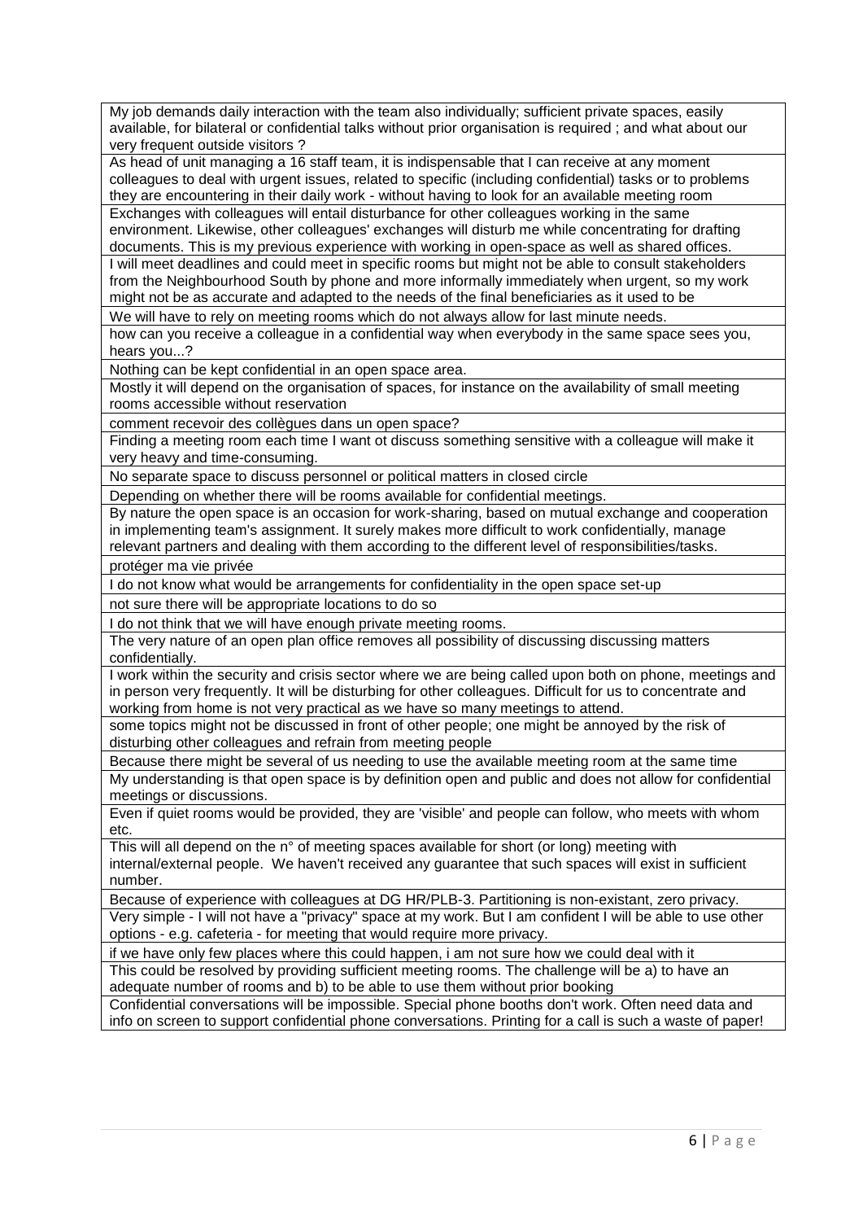| |
|---|
| My job demands daily interaction with the team also individually; sufficient private spaces, easily available, for bilateral or confidential talks without prior organisation is required ; and what about our very frequent outside visitors ? |
| As head of unit managing a 16 staff team, it is indispensable that I can receive at any moment colleagues to deal with urgent issues, related to specific (including confidential) tasks or to problems they are encountering in their daily work - without having to look for an available meeting room |
| Exchanges with colleagues will entail disturbance for other colleagues working in the same environment. Likewise, other colleagues' exchanges will disturb me while concentrating for drafting documents. This is my previous experience with working in open-space as well as shared offices. |
| I will meet deadlines and could meet in specific rooms but might not be able to consult stakeholders from the Neighbourhood South by phone and more informally immediately when urgent, so my work might not be as accurate and adapted to the needs of the final beneficiaries as it used to be |
| We will have to rely on meeting rooms which do not always allow for last minute needs. |
| how can you receive a colleague in a confidential way when everybody in the same space sees you, hears you...? |
| Nothing can be kept confidential in an open space area. |
| Mostly it will depend on the organisation of spaces, for instance on the availability of small meeting rooms accessible without reservation |
| comment recevoir des collègues dans un open space? |
| Finding a meeting room each time I want ot discuss something sensitive with a colleague will make it very heavy and time-consuming. |
| No separate space to discuss personnel or political matters in closed circle |
| Depending on whether there will be rooms available for confidential meetings. |
| By nature the open space is an occasion for work-sharing, based on mutual exchange and cooperation in implementing team's assignment. It surely makes more difficult to work confidentially, manage relevant partners and dealing with them according to the different level of responsibilities/tasks. |
| protéger ma vie privée |
| I do not know what would be arrangements for confidentiality in the open space set-up |
| not sure there will be appropriate locations to do so |
| I do not think that we will have enough private meeting rooms. |
| The very nature of an open plan office removes all possibility of discussing discussing matters confidentially. |
| I work within the security and crisis sector where we are being called upon both on phone, meetings and in person very frequently. It will be disturbing for other colleagues. Difficult for us to concentrate and working from home is not very practical as we have so many meetings to attend. |
| some topics might not be discussed in front of other people; one might be annoyed by the risk of disturbing other colleagues and refrain from meeting people |
| Because there might be several of us needing to use the available meeting room at the same time |
| My understanding is that open space is by definition open and public and does not allow for confidential meetings or discussions. |
| Even if quiet rooms would be provided, they are 'visible' and people can follow, who meets with whom etc. |
| This will all depend on the n° of meeting spaces available for short (or long) meeting with internal/external people. We haven't received any guarantee that such spaces will exist in sufficient number. |
| Because of experience with colleagues at DG HR/PLB-3. Partitioning is non-existant, zero privacy. |
| Very simple - I will not have a "privacy" space at my work. But I am confident I will be able to use other options - e.g. cafeteria - for meeting that would require more privacy. |
| if we have only few places where this could happen, i am not sure how we could deal with it |
| This could be resolved by providing sufficient meeting rooms. The challenge will be a) to have an adequate number of rooms and b) to be able to use them without prior booking |
| Confidential conversations will be impossible. Special phone booths don't work. Often need data and info on screen to support confidential phone conversations. Printing for a call is such a waste of paper! |